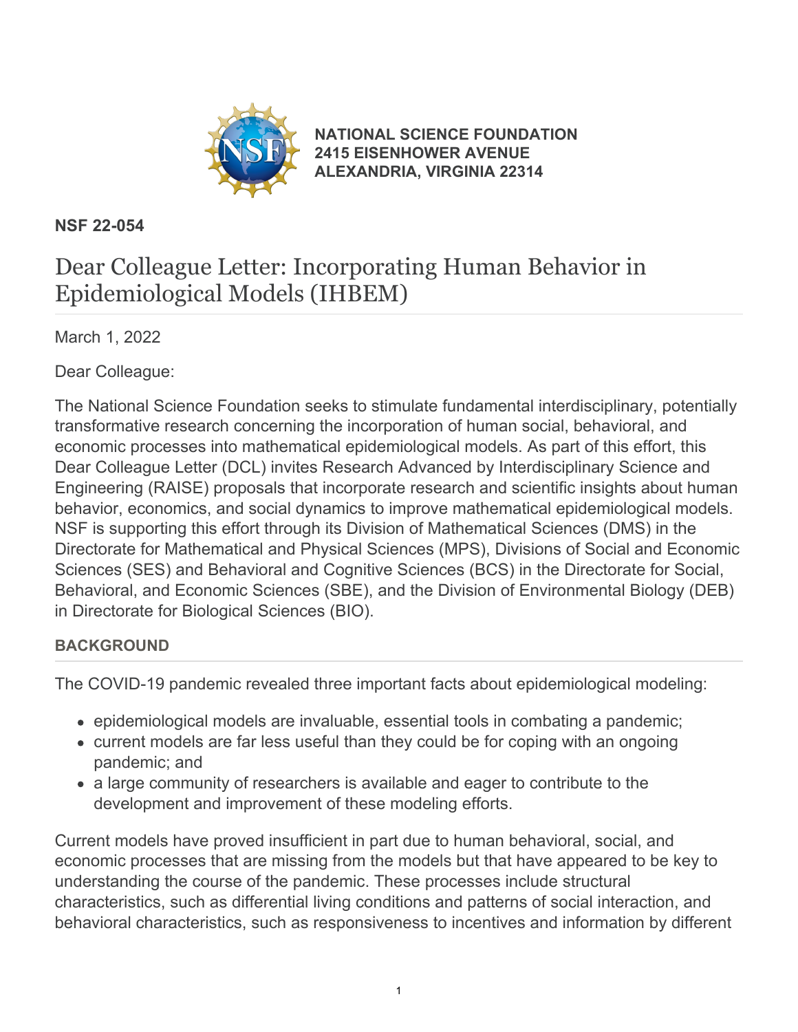**NATIONAL SCIENCE FOUNDATION**
**2415 EISENHOWER AVENUE**
**ALEXANDRIA, VIRGINIA 22314**

**NSF 22-054**

# Dear Colleague Letter: Incorporating Human Behavior in Epidemiological Models (IHBEM)

March 1, 2022

Dear Colleague:

The National Science Foundation seeks to stimulate fundamental interdisciplinary, potentially transformative research concerning the incorporation of human social, behavioral, and economic processes into mathematical epidemiological models. As part of this effort, this Dear Colleague Letter (DCL) invites Research Advanced by Interdisciplinary Science and Engineering (RAISE) proposals that incorporate research and scientific insights about human behavior, economics, and social dynamics to improve mathematical epidemiological models. NSF is supporting this effort through its Division of Mathematical Sciences (DMS) in the Directorate for Mathematical and Physical Sciences (MPS), Divisions of Social and Economic Sciences (SES) and Behavioral and Cognitive Sciences (BCS) in the Directorate for Social, Behavioral, and Economic Sciences (SBE), and the Division of Environmental Biology (DEB) in Directorate for Biological Sciences (BIO).

## BACKGROUND

The COVID-19 pandemic revealed three important facts about epidemiological modeling:

- epidemiological models are invaluable, essential tools in combating a pandemic;
- current models are far less useful than they could be for coping with an ongoing pandemic; and
- a large community of researchers is available and eager to contribute to the development and improvement of these modeling efforts.

Current models have proved insufficient in part due to human behavioral, social, and economic processes that are missing from the models but that have appeared to be key to understanding the course of the pandemic. These processes include structural characteristics, such as differential living conditions and patterns of social interaction, and behavioral characteristics, such as responsiveness to incentives and information by different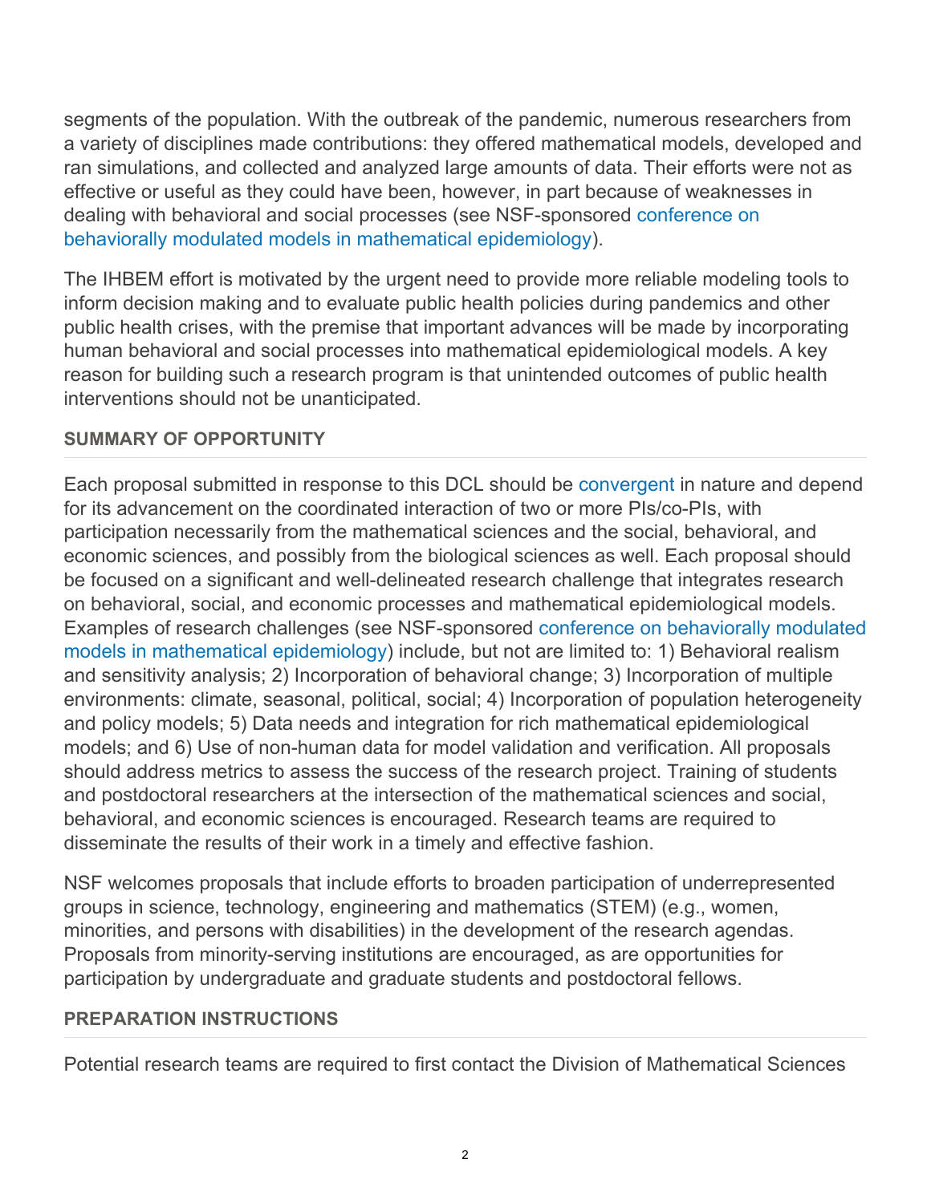segments of the population. With the outbreak of the pandemic, numerous researchers from a variety of disciplines made contributions: they offered mathematical models, developed and ran simulations, and collected and analyzed large amounts of data. Their efforts were not as effective or useful as they could have been, however, in part because of weaknesses in dealing with behavioral and social processes (see NSF-sponsored conference on behaviorally modulated models in mathematical epidemiology).

The IHBEM effort is motivated by the urgent need to provide more reliable modeling tools to inform decision making and to evaluate public health policies during pandemics and other public health crises, with the premise that important advances will be made by incorporating human behavioral and social processes into mathematical epidemiological models. A key reason for building such a research program is that unintended outcomes of public health interventions should not be unanticipated.

### SUMMARY OF OPPORTUNITY

Each proposal submitted in response to this DCL should be convergent in nature and depend for its advancement on the coordinated interaction of two or more PIs/co-PIs, with participation necessarily from the mathematical sciences and the social, behavioral, and economic sciences, and possibly from the biological sciences as well. Each proposal should be focused on a significant and well-delineated research challenge that integrates research on behavioral, social, and economic processes and mathematical epidemiological models. Examples of research challenges (see NSF-sponsored conference on behaviorally modulated models in mathematical epidemiology) include, but not are limited to: 1) Behavioral realism and sensitivity analysis; 2) Incorporation of behavioral change; 3) Incorporation of multiple environments: climate, seasonal, political, social; 4) Incorporation of population heterogeneity and policy models; 5) Data needs and integration for rich mathematical epidemiological models; and 6) Use of non-human data for model validation and verification. All proposals should address metrics to assess the success of the research project. Training of students and postdoctoral researchers at the intersection of the mathematical sciences and social, behavioral, and economic sciences is encouraged. Research teams are required to disseminate the results of their work in a timely and effective fashion.

NSF welcomes proposals that include efforts to broaden participation of underrepresented groups in science, technology, engineering and mathematics (STEM) (e.g., women, minorities, and persons with disabilities) in the development of the research agendas. Proposals from minority-serving institutions are encouraged, as are opportunities for participation by undergraduate and graduate students and postdoctoral fellows.

### PREPARATION INSTRUCTIONS

Potential research teams are required to first contact the Division of Mathematical Sciences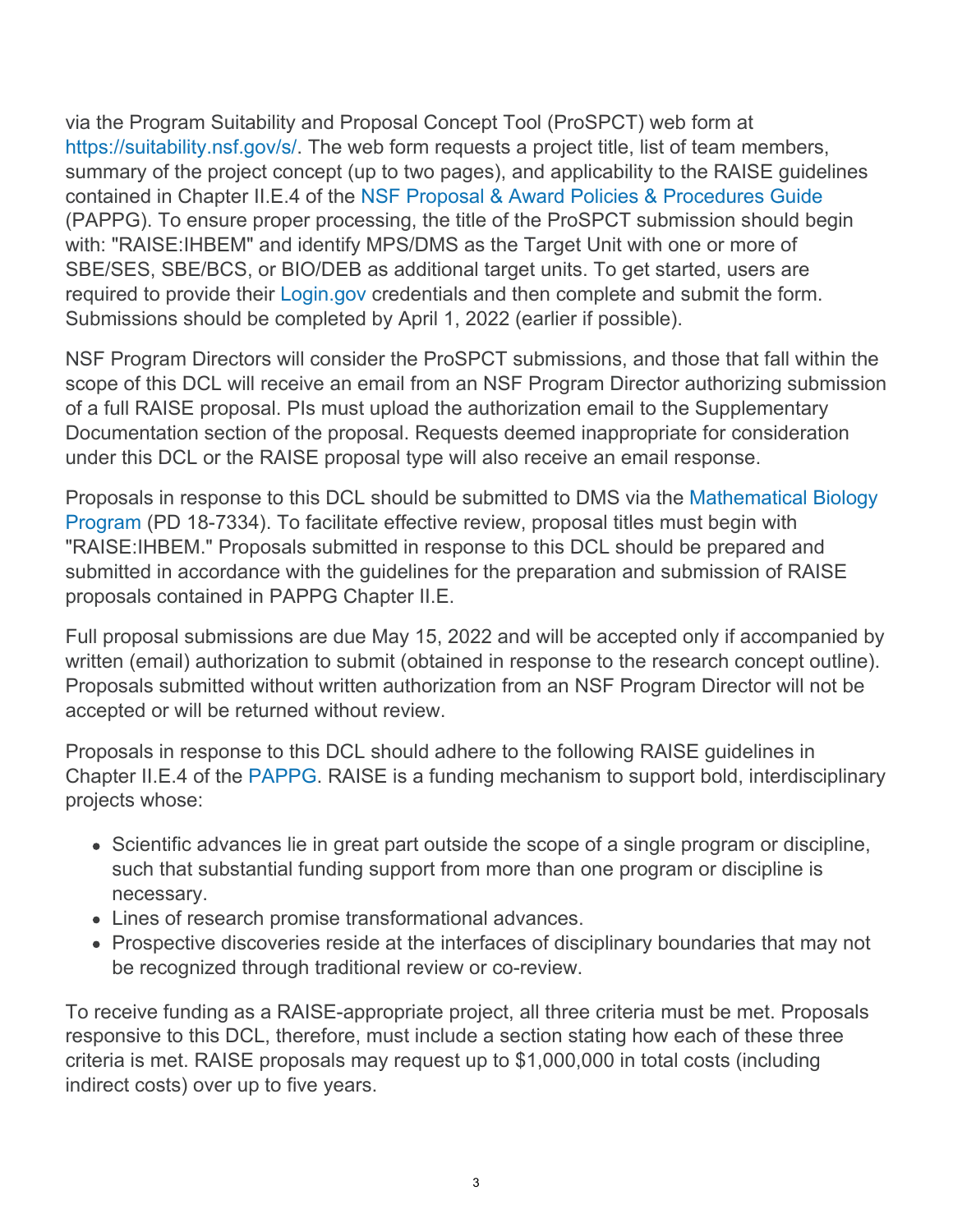via the Program Suitability and Proposal Concept Tool (ProSPCT) web form at https://suitability.nsf.gov/s/. The web form requests a project title, list of team members, summary of the project concept (up to two pages), and applicability to the RAISE guidelines contained in Chapter II.E.4 of the NSF Proposal & Award Policies & Procedures Guide (PAPPG). To ensure proper processing, the title of the ProSPCT submission should begin with: "RAISE:IHBEM" and identify MPS/DMS as the Target Unit with one or more of SBE/SES, SBE/BCS, or BIO/DEB as additional target units. To get started, users are required to provide their Login.gov credentials and then complete and submit the form. Submissions should be completed by April 1, 2022 (earlier if possible).

NSF Program Directors will consider the ProSPCT submissions, and those that fall within the scope of this DCL will receive an email from an NSF Program Director authorizing submission of a full RAISE proposal. PIs must upload the authorization email to the Supplementary Documentation section of the proposal. Requests deemed inappropriate for consideration under this DCL or the RAISE proposal type will also receive an email response.

Proposals in response to this DCL should be submitted to DMS via the Mathematical Biology Program (PD 18-7334). To facilitate effective review, proposal titles must begin with "RAISE:IHBEM." Proposals submitted in response to this DCL should be prepared and submitted in accordance with the guidelines for the preparation and submission of RAISE proposals contained in PAPPG Chapter II.E.

Full proposal submissions are due May 15, 2022 and will be accepted only if accompanied by written (email) authorization to submit (obtained in response to the research concept outline). Proposals submitted without written authorization from an NSF Program Director will not be accepted or will be returned without review.

Proposals in response to this DCL should adhere to the following RAISE guidelines in Chapter II.E.4 of the PAPPG. RAISE is a funding mechanism to support bold, interdisciplinary projects whose:

- Scientific advances lie in great part outside the scope of a single program or discipline, such that substantial funding support from more than one program or discipline is necessary.
- Lines of research promise transformational advances.
- Prospective discoveries reside at the interfaces of disciplinary boundaries that may not be recognized through traditional review or co-review.

To receive funding as a RAISE-appropriate project, all three criteria must be met. Proposals responsive to this DCL, therefore, must include a section stating how each of these three criteria is met. RAISE proposals may request up to $1,000,000 in total costs (including indirect costs) over up to five years.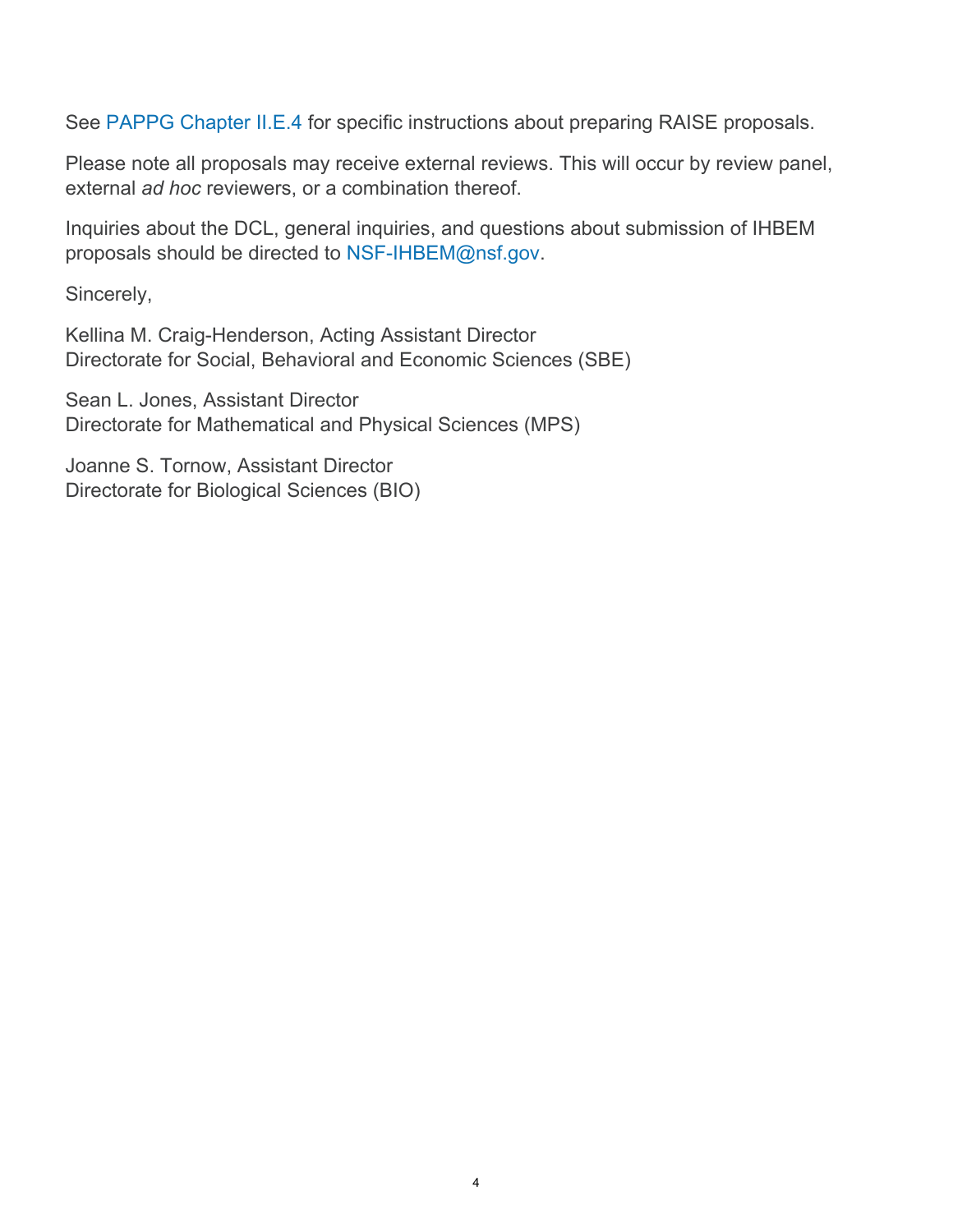See PAPPG Chapter II.E.4 for specific instructions about preparing RAISE proposals.

Please note all proposals may receive external reviews. This will occur by review panel, external *ad hoc* reviewers, or a combination thereof.

Inquiries about the DCL, general inquiries, and questions about submission of IHBEM proposals should be directed to NSF-IHBEM@nsf.gov.

Sincerely,

Kellina M. Craig-Henderson, Acting Assistant Director
Directorate for Social, Behavioral and Economic Sciences (SBE)

Sean L. Jones, Assistant Director
Directorate for Mathematical and Physical Sciences (MPS)

Joanne S. Tornow, Assistant Director
Directorate for Biological Sciences (BIO)